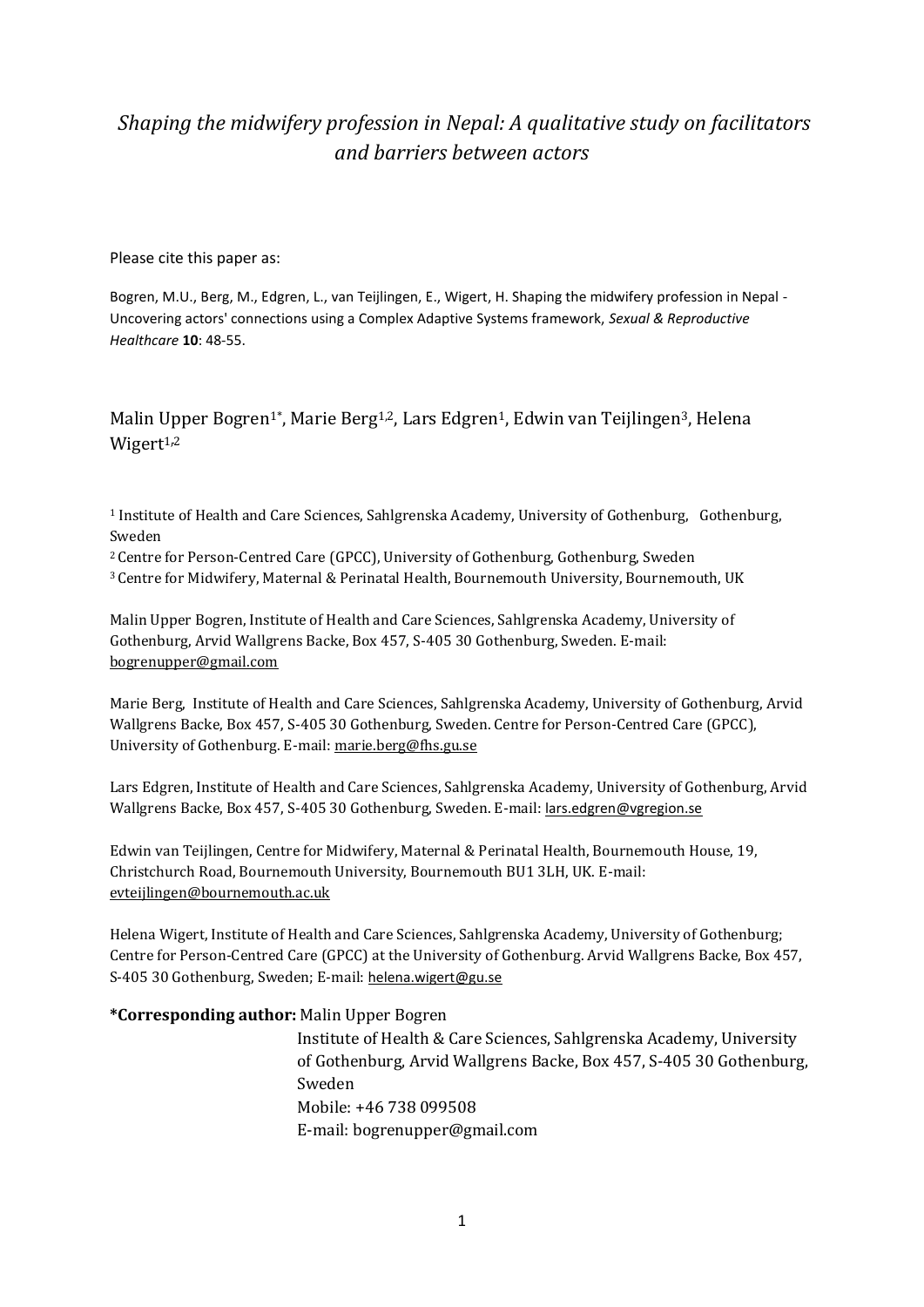# *Shaping the midwifery profession in Nepal: A qualitative study on facilitators and barriers between actors*

Please cite this paper as:

Bogren, M.U., Berg, M., Edgren, L., van Teijlingen, E., Wigert, H. Shaping the midwifery profession in Nepal - Uncovering actors' connections using a Complex Adaptive Systems framework, *Sexual & Reproductive Healthcare* **10**: 48-55.

Malin Upper Bogren[1*], Marie Berg[1,2], Lars Edgren[1], Edwin van Teijlingen[3], Helena Wigert[1,2]

[1] Institute of Health and Care Sciences, Sahlgrenska Academy, University of Gothenburg, Gothenburg, Sweden

[2] Centre for Person-Centred Care (GPCC), University of Gothenburg, Gothenburg, Sweden

[3] Centre for Midwifery, Maternal & Perinatal Health, Bournemouth University, Bournemouth, UK

Malin Upper Bogren, Institute of Health and Care Sciences, Sahlgrenska Academy, University of Gothenburg, Arvid Wallgrens Backe, Box 457, S-405 30 Gothenburg, Sweden. E-mail: bogrenupper@gmail.com

Marie Berg, Institute of Health and Care Sciences, Sahlgrenska Academy, University of Gothenburg, Arvid Wallgrens Backe, Box 457, S-405 30 Gothenburg, Sweden. Centre for Person-Centred Care (GPCC), University of Gothenburg. E-mail: marie.berg@fhs.gu.se

Lars Edgren, Institute of Health and Care Sciences, Sahlgrenska Academy, University of Gothenburg, Arvid Wallgrens Backe, Box 457, S-405 30 Gothenburg, Sweden. E-mail: lars.edgren@vgregion.se

Edwin van Teijlingen, Centre for Midwifery, Maternal & Perinatal Health, Bournemouth House, 19, Christchurch Road, Bournemouth University, Bournemouth BU1 3LH, UK. E-mail: evteijlingen@bournemouth.ac.uk

Helena Wigert, Institute of Health and Care Sciences, Sahlgrenska Academy, University of Gothenburg; Centre for Person-Centred Care (GPCC) at the University of Gothenburg. Arvid Wallgrens Backe, Box 457, S-405 30 Gothenburg, Sweden; E-mail: helena.wigert@gu.se

**\*Corresponding author:** Malin Upper Bogren
Institute of Health & Care Sciences, Sahlgrenska Academy, University of Gothenburg, Arvid Wallgrens Backe, Box 457, S-405 30 Gothenburg, Sweden
Mobile: +46 738 099508
E-mail: bogrenupper@gmail.com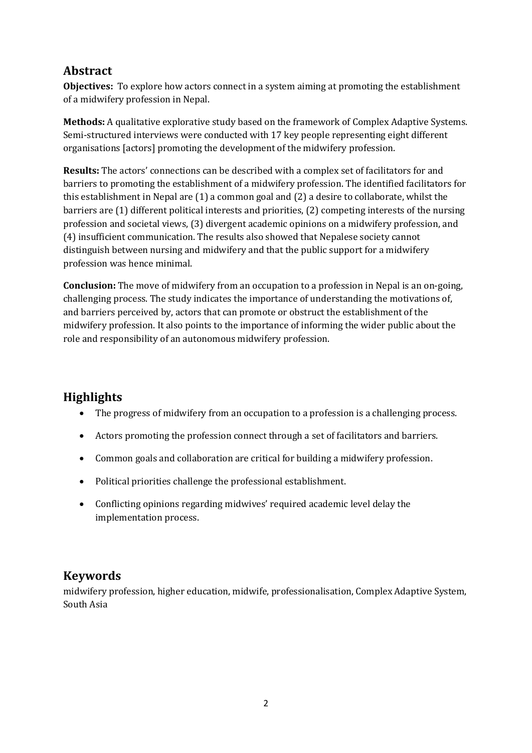## Abstract

**Objectives:** To explore how actors connect in a system aiming at promoting the establishment of a midwifery profession in Nepal.

**Methods:** A qualitative explorative study based on the framework of Complex Adaptive Systems. Semi-structured interviews were conducted with 17 key people representing eight different organisations [actors] promoting the development of the midwifery profession.

**Results:** The actors' connections can be described with a complex set of facilitators for and barriers to promoting the establishment of a midwifery profession. The identified facilitators for this establishment in Nepal are (1) a common goal and (2) a desire to collaborate, whilst the barriers are (1) different political interests and priorities, (2) competing interests of the nursing profession and societal views, (3) divergent academic opinions on a midwifery profession, and (4) insufficient communication. The results also showed that Nepalese society cannot distinguish between nursing and midwifery and that the public support for a midwifery profession was hence minimal.

**Conclusion:** The move of midwifery from an occupation to a profession in Nepal is an on-going, challenging process. The study indicates the importance of understanding the motivations of, and barriers perceived by, actors that can promote or obstruct the establishment of the midwifery profession. It also points to the importance of informing the wider public about the role and responsibility of an autonomous midwifery profession.

## Highlights

- The progress of midwifery from an occupation to a profession is a challenging process.
- Actors promoting the profession connect through a set of facilitators and barriers.
- Common goals and collaboration are critical for building a midwifery profession.
- Political priorities challenge the professional establishment.
- Conflicting opinions regarding midwives' required academic level delay the implementation process.

## Keywords

midwifery profession, higher education, midwife, professionalisation, Complex Adaptive System, South Asia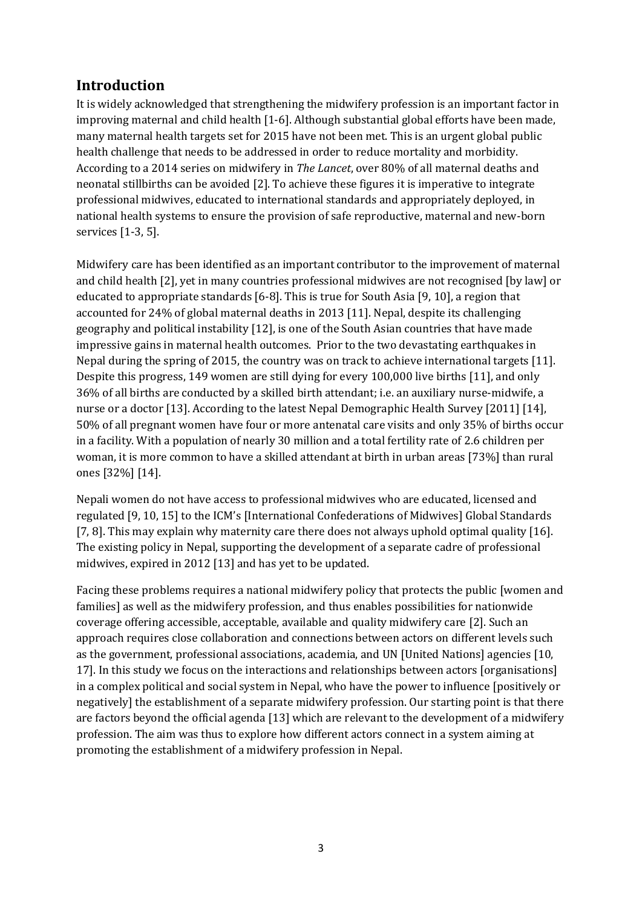## Introduction

It is widely acknowledged that strengthening the midwifery profession is an important factor in improving maternal and child health [1-6]. Although substantial global efforts have been made, many maternal health targets set for 2015 have not been met. This is an urgent global public health challenge that needs to be addressed in order to reduce mortality and morbidity. According to a 2014 series on midwifery in *The Lancet*, over 80% of all maternal deaths and neonatal stillbirths can be avoided [2]. To achieve these figures it is imperative to integrate professional midwives, educated to international standards and appropriately deployed, in national health systems to ensure the provision of safe reproductive, maternal and new-born services [1-3, 5].

Midwifery care has been identified as an important contributor to the improvement of maternal and child health [2], yet in many countries professional midwives are not recognised [by law] or educated to appropriate standards [6-8]. This is true for South Asia [9, 10], a region that accounted for 24% of global maternal deaths in 2013 [11]. Nepal, despite its challenging geography and political instability [12], is one of the South Asian countries that have made impressive gains in maternal health outcomes. Prior to the two devastating earthquakes in Nepal during the spring of 2015, the country was on track to achieve international targets [11]. Despite this progress, 149 women are still dying for every 100,000 live births [11], and only 36% of all births are conducted by a skilled birth attendant; i.e. an auxiliary nurse-midwife, a nurse or a doctor [13]. According to the latest Nepal Demographic Health Survey [2011] [14], 50% of all pregnant women have four or more antenatal care visits and only 35% of births occur in a facility. With a population of nearly 30 million and a total fertility rate of 2.6 children per woman, it is more common to have a skilled attendant at birth in urban areas [73%] than rural ones [32%] [14].

Nepali women do not have access to professional midwives who are educated, licensed and regulated [9, 10, 15] to the ICM's [International Confederations of Midwives] Global Standards [7, 8]. This may explain why maternity care there does not always uphold optimal quality [16]. The existing policy in Nepal, supporting the development of a separate cadre of professional midwives, expired in 2012 [13] and has yet to be updated.

Facing these problems requires a national midwifery policy that protects the public [women and families] as well as the midwifery profession, and thus enables possibilities for nationwide coverage offering accessible, acceptable, available and quality midwifery care [2]. Such an approach requires close collaboration and connections between actors on different levels such as the government, professional associations, academia, and UN [United Nations] agencies [10, 17]. In this study we focus on the interactions and relationships between actors [organisations] in a complex political and social system in Nepal, who have the power to influence [positively or negatively] the establishment of a separate midwifery profession. Our starting point is that there are factors beyond the official agenda [13] which are relevant to the development of a midwifery profession. The aim was thus to explore how different actors connect in a system aiming at promoting the establishment of a midwifery profession in Nepal.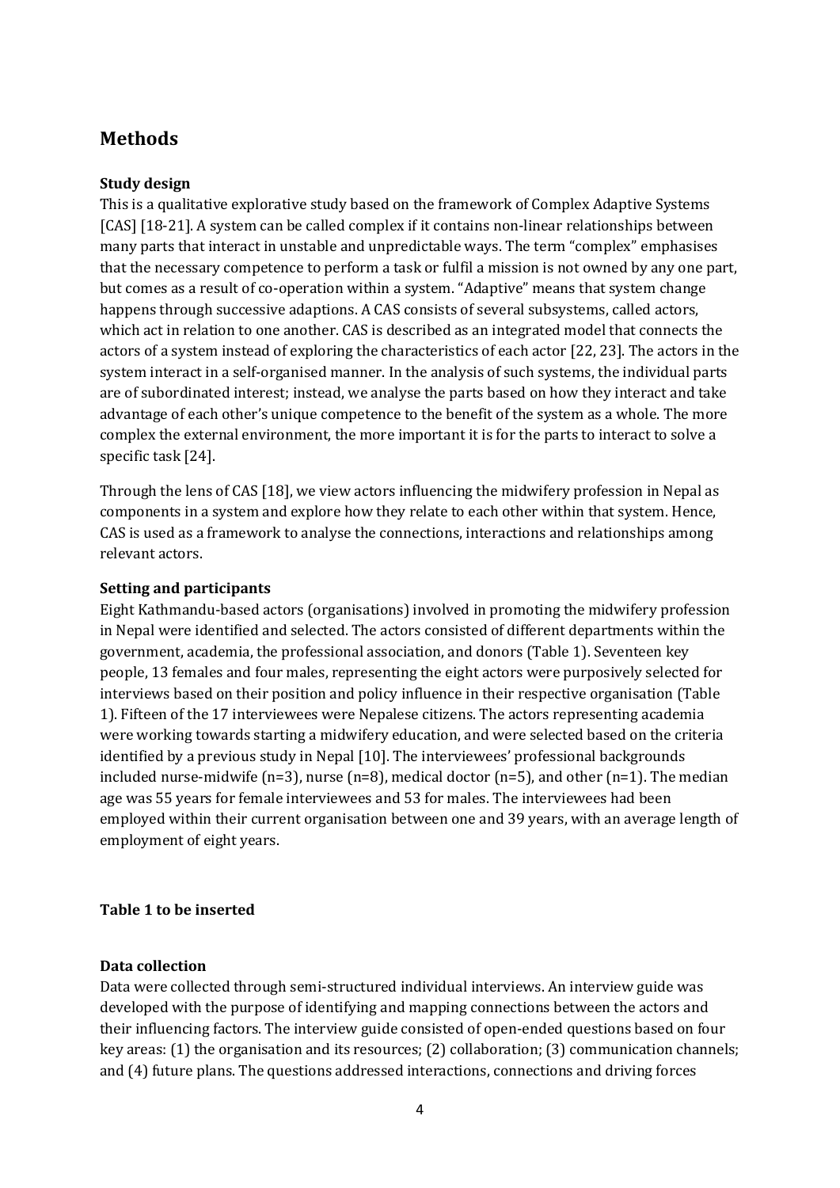## Methods

### Study design

This is a qualitative explorative study based on the framework of Complex Adaptive Systems [CAS] [18-21]. A system can be called complex if it contains non-linear relationships between many parts that interact in unstable and unpredictable ways. The term "complex" emphasises that the necessary competence to perform a task or fulfil a mission is not owned by any one part, but comes as a result of co-operation within a system. "Adaptive" means that system change happens through successive adaptions. A CAS consists of several subsystems, called actors, which act in relation to one another. CAS is described as an integrated model that connects the actors of a system instead of exploring the characteristics of each actor [22, 23]. The actors in the system interact in a self-organised manner. In the analysis of such systems, the individual parts are of subordinated interest; instead, we analyse the parts based on how they interact and take advantage of each other's unique competence to the benefit of the system as a whole. The more complex the external environment, the more important it is for the parts to interact to solve a specific task [24].

Through the lens of CAS [18], we view actors influencing the midwifery profession in Nepal as components in a system and explore how they relate to each other within that system. Hence, CAS is used as a framework to analyse the connections, interactions and relationships among relevant actors.

### Setting and participants

Eight Kathmandu-based actors (organisations) involved in promoting the midwifery profession in Nepal were identified and selected. The actors consisted of different departments within the government, academia, the professional association, and donors (Table 1). Seventeen key people, 13 females and four males, representing the eight actors were purposively selected for interviews based on their position and policy influence in their respective organisation (Table 1). Fifteen of the 17 interviewees were Nepalese citizens. The actors representing academia were working towards starting a midwifery education, and were selected based on the criteria identified by a previous study in Nepal [10]. The interviewees' professional backgrounds included nurse-midwife (n=3), nurse (n=8), medical doctor (n=5), and other (n=1). The median age was 55 years for female interviewees and 53 for males. The interviewees had been employed within their current organisation between one and 39 years, with an average length of employment of eight years.

**Table 1 to be inserted**

### Data collection

Data were collected through semi-structured individual interviews. An interview guide was developed with the purpose of identifying and mapping connections between the actors and their influencing factors. The interview guide consisted of open-ended questions based on four key areas: (1) the organisation and its resources; (2) collaboration; (3) communication channels; and (4) future plans. The questions addressed interactions, connections and driving forces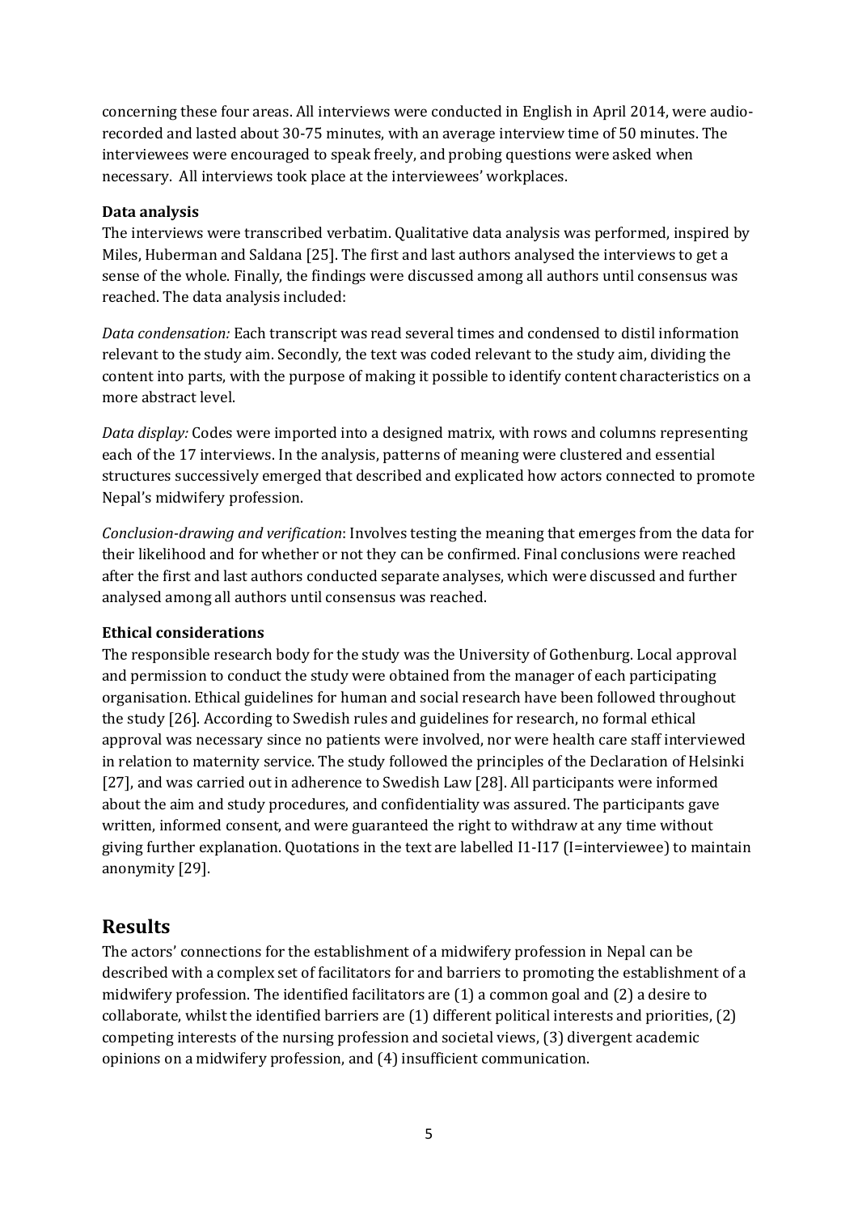concerning these four areas. All interviews were conducted in English in April 2014, were audio-recorded and lasted about 30-75 minutes, with an average interview time of 50 minutes. The interviewees were encouraged to speak freely, and probing questions were asked when necessary. All interviews took place at the interviewees' workplaces.

**Data analysis**

The interviews were transcribed verbatim. Qualitative data analysis was performed, inspired by Miles, Huberman and Saldana [25]. The first and last authors analysed the interviews to get a sense of the whole. Finally, the findings were discussed among all authors until consensus was reached. The data analysis included:

*Data condensation:* Each transcript was read several times and condensed to distil information relevant to the study aim. Secondly, the text was coded relevant to the study aim, dividing the content into parts, with the purpose of making it possible to identify content characteristics on a more abstract level.

*Data display:* Codes were imported into a designed matrix, with rows and columns representing each of the 17 interviews. In the analysis, patterns of meaning were clustered and essential structures successively emerged that described and explicated how actors connected to promote Nepal's midwifery profession.

*Conclusion-drawing and verification*: Involves testing the meaning that emerges from the data for their likelihood and for whether or not they can be confirmed. Final conclusions were reached after the first and last authors conducted separate analyses, which were discussed and further analysed among all authors until consensus was reached.

**Ethical considerations**

The responsible research body for the study was the University of Gothenburg. Local approval and permission to conduct the study were obtained from the manager of each participating organisation. Ethical guidelines for human and social research have been followed throughout the study [26]. According to Swedish rules and guidelines for research, no formal ethical approval was necessary since no patients were involved, nor were health care staff interviewed in relation to maternity service. The study followed the principles of the Declaration of Helsinki [27], and was carried out in adherence to Swedish Law [28]. All participants were informed about the aim and study procedures, and confidentiality was assured. The participants gave written, informed consent, and were guaranteed the right to withdraw at any time without giving further explanation. Quotations in the text are labelled I1-I17 (I=interviewee) to maintain anonymity [29].

## Results

The actors' connections for the establishment of a midwifery profession in Nepal can be described with a complex set of facilitators for and barriers to promoting the establishment of a midwifery profession. The identified facilitators are (1) a common goal and (2) a desire to collaborate, whilst the identified barriers are (1) different political interests and priorities, (2) competing interests of the nursing profession and societal views, (3) divergent academic opinions on a midwifery profession, and (4) insufficient communication.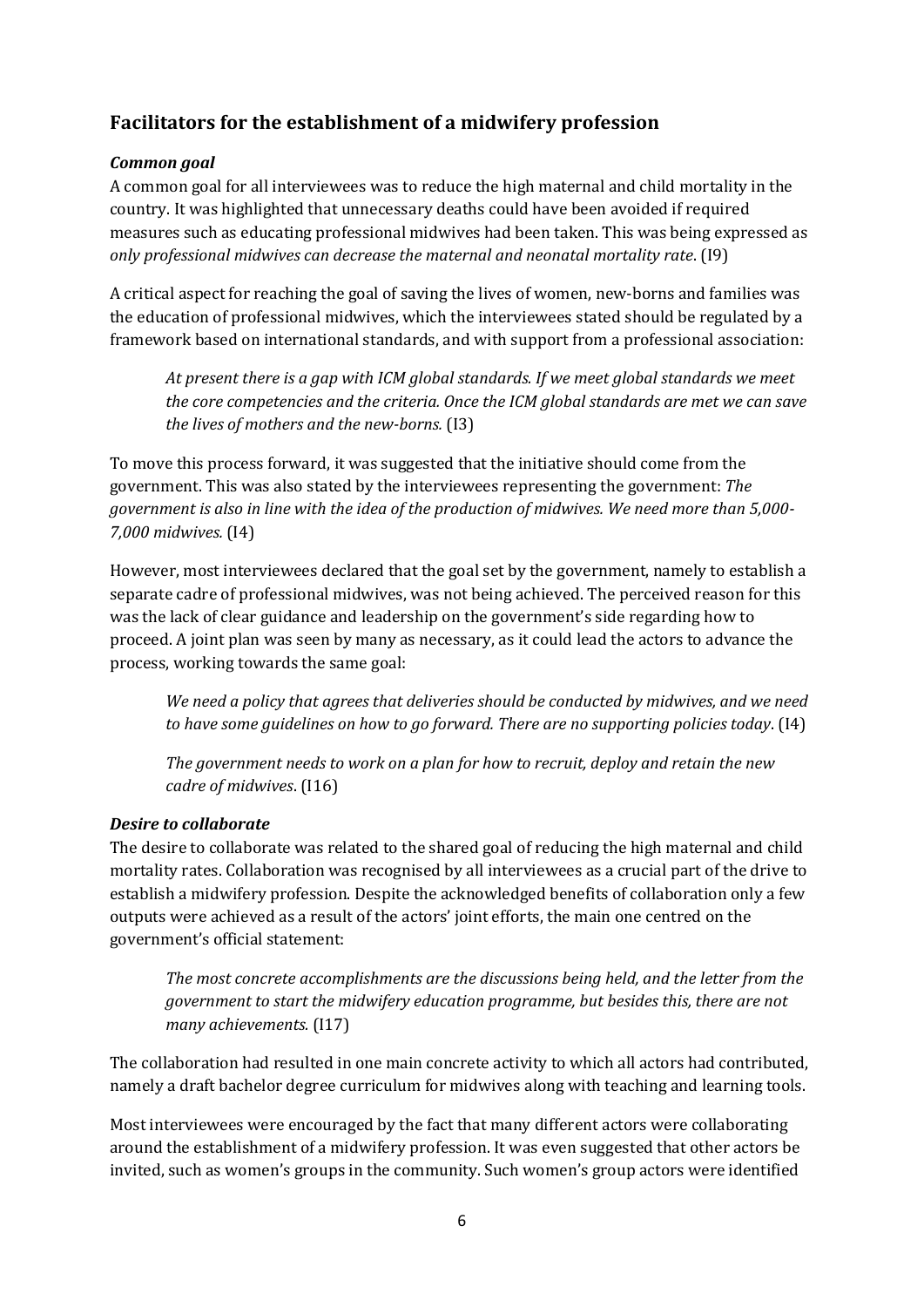## Facilitators for the establishment of a midwifery profession

### *Common goal*

A common goal for all interviewees was to reduce the high maternal and child mortality in the country. It was highlighted that unnecessary deaths could have been avoided if required measures such as educating professional midwives had been taken. This was being expressed as *only professional midwives can decrease the maternal and neonatal mortality rate*. (I9)

A critical aspect for reaching the goal of saving the lives of women, new-borns and families was the education of professional midwives, which the interviewees stated should be regulated by a framework based on international standards, and with support from a professional association:

> *At present there is a gap with ICM global standards. If we meet global standards we meet the core competencies and the criteria. Once the ICM global standards are met we can save the lives of mothers and the new-borns.* (I3)

To move this process forward, it was suggested that the initiative should come from the government. This was also stated by the interviewees representing the government: *The government is also in line with the idea of the production of midwives. We need more than 5,000-7,000 midwives.* (I4)

However, most interviewees declared that the goal set by the government, namely to establish a separate cadre of professional midwives, was not being achieved. The perceived reason for this was the lack of clear guidance and leadership on the government's side regarding how to proceed. A joint plan was seen by many as necessary, as it could lead the actors to advance the process, working towards the same goal:

> *We need a policy that agrees that deliveries should be conducted by midwives, and we need to have some guidelines on how to go forward. There are no supporting policies today*. (I4)

> *The government needs to work on a plan for how to recruit, deploy and retain the new cadre of midwives*. (I16)

### *Desire to collaborate*

The desire to collaborate was related to the shared goal of reducing the high maternal and child mortality rates. Collaboration was recognised by all interviewees as a crucial part of the drive to establish a midwifery profession. Despite the acknowledged benefits of collaboration only a few outputs were achieved as a result of the actors' joint efforts, the main one centred on the government's official statement:

> *The most concrete accomplishments are the discussions being held, and the letter from the government to start the midwifery education programme, but besides this, there are not many achievements.* (I17)

The collaboration had resulted in one main concrete activity to which all actors had contributed, namely a draft bachelor degree curriculum for midwives along with teaching and learning tools.

Most interviewees were encouraged by the fact that many different actors were collaborating around the establishment of a midwifery profession. It was even suggested that other actors be invited, such as women's groups in the community. Such women's group actors were identified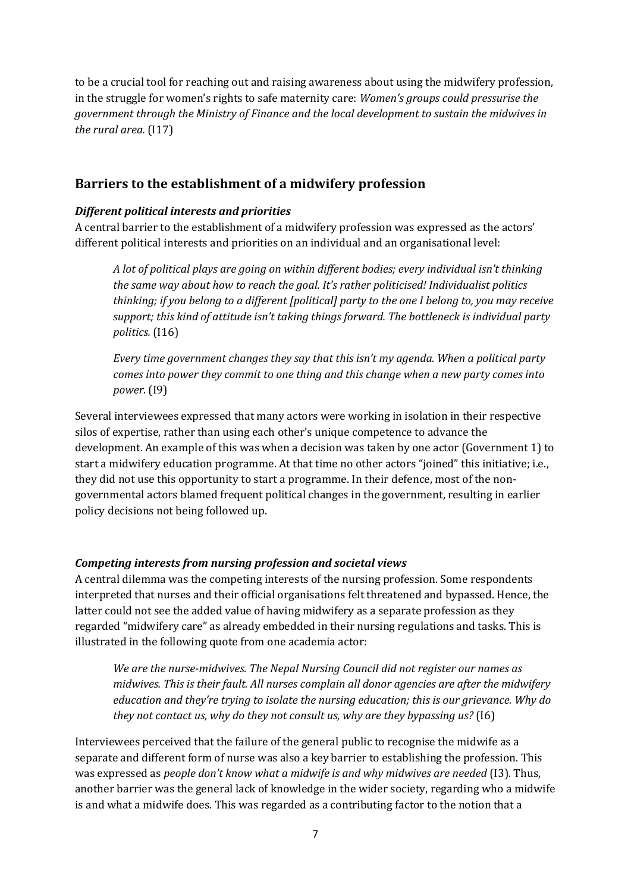to be a crucial tool for reaching out and raising awareness about using the midwifery profession, in the struggle for women's rights to safe maternity care: *Women's groups could pressurise the government through the Ministry of Finance and the local development to sustain the midwives in the rural area.* (I17)

## Barriers to the establishment of a midwifery profession

### *Different political interests and priorities*

A central barrier to the establishment of a midwifery profession was expressed as the actors' different political interests and priorities on an individual and an organisational level:

> *A lot of political plays are going on within different bodies; every individual isn't thinking the same way about how to reach the goal. It's rather politicised! Individualist politics thinking; if you belong to a different [political] party to the one I belong to, you may receive support; this kind of attitude isn't taking things forward. The bottleneck is individual party politics.* (I16)

> *Every time government changes they say that this isn't my agenda. When a political party comes into power they commit to one thing and this change when a new party comes into power.* (I9)

Several interviewees expressed that many actors were working in isolation in their respective silos of expertise, rather than using each other's unique competence to advance the development. An example of this was when a decision was taken by one actor (Government 1) to start a midwifery education programme. At that time no other actors "joined" this initiative; i.e., they did not use this opportunity to start a programme. In their defence, most of the non-governmental actors blamed frequent political changes in the government, resulting in earlier policy decisions not being followed up.

### *Competing interests from nursing profession and societal views*

A central dilemma was the competing interests of the nursing profession. Some respondents interpreted that nurses and their official organisations felt threatened and bypassed. Hence, the latter could not see the added value of having midwifery as a separate profession as they regarded "midwifery care" as already embedded in their nursing regulations and tasks. This is illustrated in the following quote from one academia actor:

> *We are the nurse-midwives. The Nepal Nursing Council did not register our names as midwives. This is their fault. All nurses complain all donor agencies are after the midwifery education and they're trying to isolate the nursing education; this is our grievance. Why do they not contact us, why do they not consult us, why are they bypassing us?* (I6)

Interviewees perceived that the failure of the general public to recognise the midwife as a separate and different form of nurse was also a key barrier to establishing the profession. This was expressed as *people don't know what a midwife is and why midwives are needed* (I3). Thus, another barrier was the general lack of knowledge in the wider society, regarding who a midwife is and what a midwife does. This was regarded as a contributing factor to the notion that a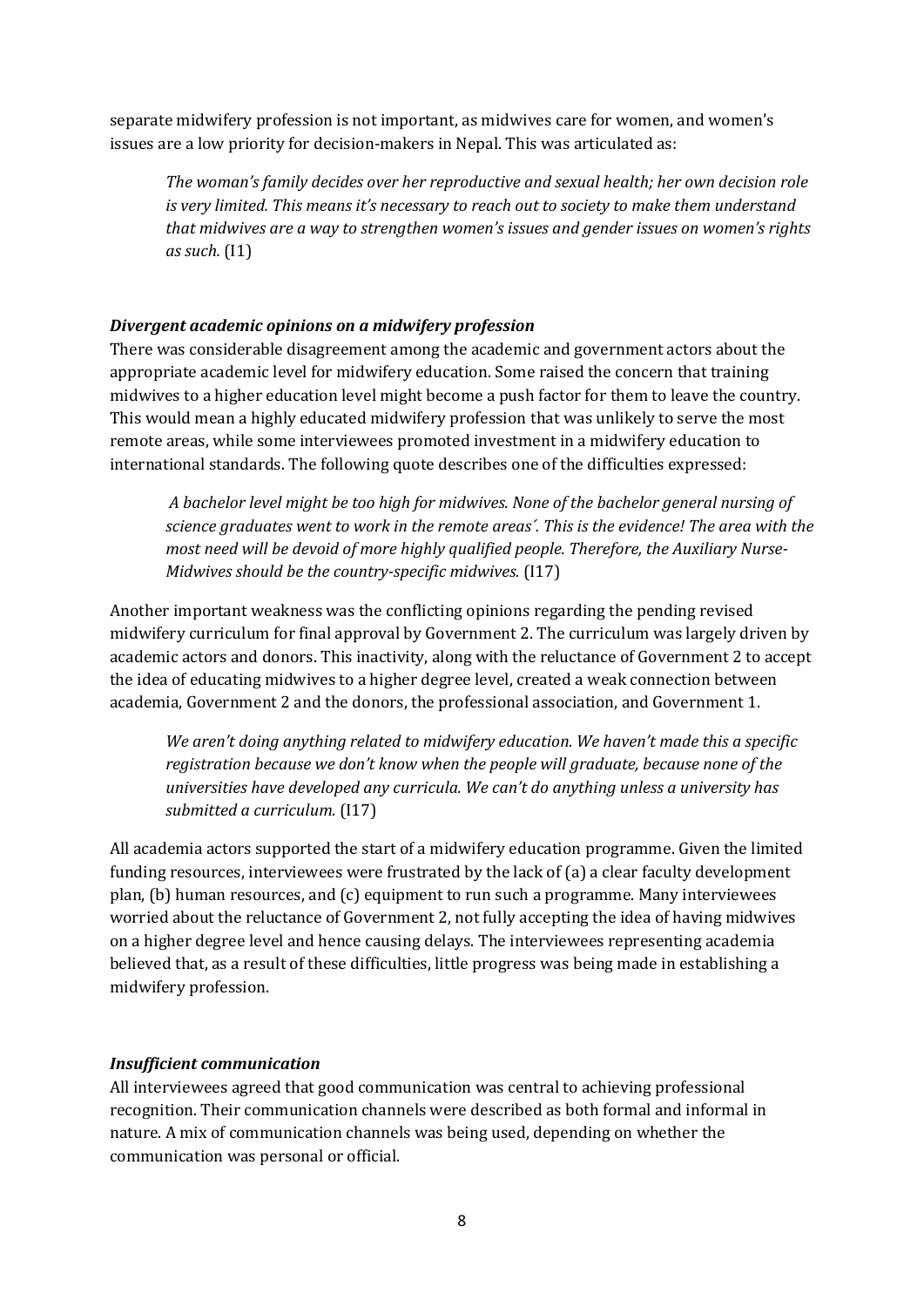separate midwifery profession is not important, as midwives care for women, and women's issues are a low priority for decision-makers in Nepal. This was articulated as:

> *The woman's family decides over her reproductive and sexual health; her own decision role is very limited. This means it's necessary to reach out to society to make them understand that midwives are a way to strengthen women's issues and gender issues on women's rights as such.* (I1)

### *Divergent academic opinions on a midwifery profession*

There was considerable disagreement among the academic and government actors about the appropriate academic level for midwifery education. Some raised the concern that training midwives to a higher education level might become a push factor for them to leave the country. This would mean a highly educated midwifery profession that was unlikely to serve the most remote areas, while some interviewees promoted investment in a midwifery education to international standards. The following quote describes one of the difficulties expressed:

> *A bachelor level might be too high for midwives. None of the bachelor general nursing of science graduates went to work in the remote areas´. This is the evidence! The area with the most need will be devoid of more highly qualified people. Therefore, the Auxiliary Nurse-Midwives should be the country-specific midwives.* (I17)

Another important weakness was the conflicting opinions regarding the pending revised midwifery curriculum for final approval by Government 2. The curriculum was largely driven by academic actors and donors. This inactivity, along with the reluctance of Government 2 to accept the idea of educating midwives to a higher degree level, created a weak connection between academia, Government 2 and the donors, the professional association, and Government 1.

> *We aren't doing anything related to midwifery education. We haven't made this a specific registration because we don't know when the people will graduate, because none of the universities have developed any curricula. We can't do anything unless a university has submitted a curriculum.* (I17)

All academia actors supported the start of a midwifery education programme. Given the limited funding resources, interviewees were frustrated by the lack of (a) a clear faculty development plan, (b) human resources, and (c) equipment to run such a programme. Many interviewees worried about the reluctance of Government 2, not fully accepting the idea of having midwives on a higher degree level and hence causing delays. The interviewees representing academia believed that, as a result of these difficulties, little progress was being made in establishing a midwifery profession.

### *Insufficient communication*

All interviewees agreed that good communication was central to achieving professional recognition. Their communication channels were described as both formal and informal in nature. A mix of communication channels was being used, depending on whether the communication was personal or official.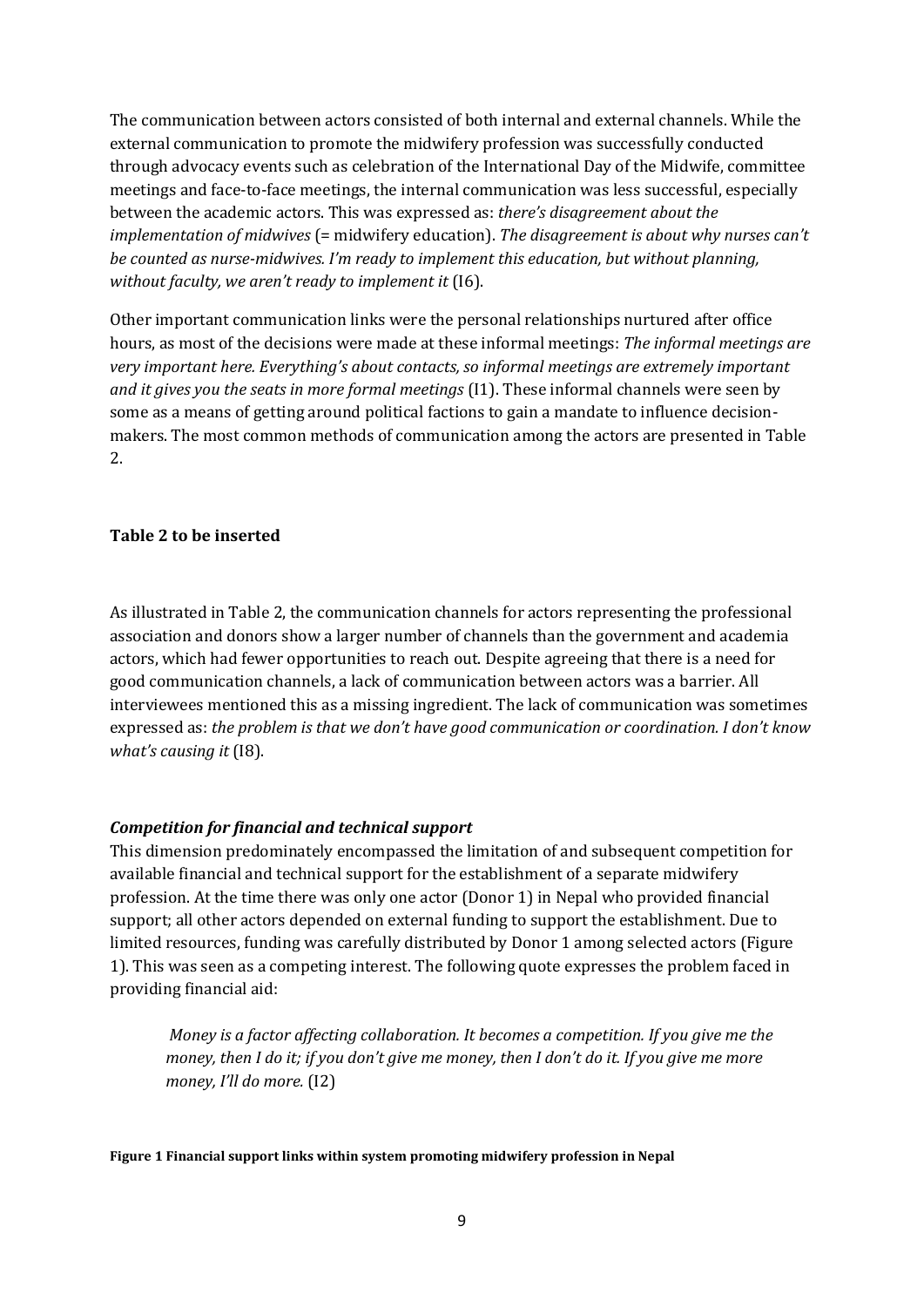The communication between actors consisted of both internal and external channels. While the external communication to promote the midwifery profession was successfully conducted through advocacy events such as celebration of the International Day of the Midwife, committee meetings and face-to-face meetings, the internal communication was less successful, especially between the academic actors. This was expressed as: *there's disagreement about the implementation of midwives* (= midwifery education). *The disagreement is about why nurses can't be counted as nurse-midwives. I'm ready to implement this education, but without planning, without faculty, we aren't ready to implement it* (I6).

Other important communication links were the personal relationships nurtured after office hours, as most of the decisions were made at these informal meetings: *The informal meetings are very important here. Everything's about contacts, so informal meetings are extremely important and it gives you the seats in more formal meetings* (I1). These informal channels were seen by some as a means of getting around political factions to gain a mandate to influence decision-makers. The most common methods of communication among the actors are presented in Table 2.

**Table 2 to be inserted**

As illustrated in Table 2, the communication channels for actors representing the professional association and donors show a larger number of channels than the government and academia actors, which had fewer opportunities to reach out. Despite agreeing that there is a need for good communication channels, a lack of communication between actors was a barrier. All interviewees mentioned this as a missing ingredient. The lack of communication was sometimes expressed as: *the problem is that we don't have good communication or coordination. I don't know what's causing it* (I8).

### *Competition for financial and technical support*

This dimension predominately encompassed the limitation of and subsequent competition for available financial and technical support for the establishment of a separate midwifery profession. At the time there was only one actor (Donor 1) in Nepal who provided financial support; all other actors depended on external funding to support the establishment. Due to limited resources, funding was carefully distributed by Donor 1 among selected actors (Figure 1). This was seen as a competing interest. The following quote expresses the problem faced in providing financial aid:

> *Money is a factor affecting collaboration. It becomes a competition. If you give me the money, then I do it; if you don't give me money, then I don't do it. If you give me more money, I'll do more.* (I2)

**Figure 1 Financial support links within system promoting midwifery profession in Nepal**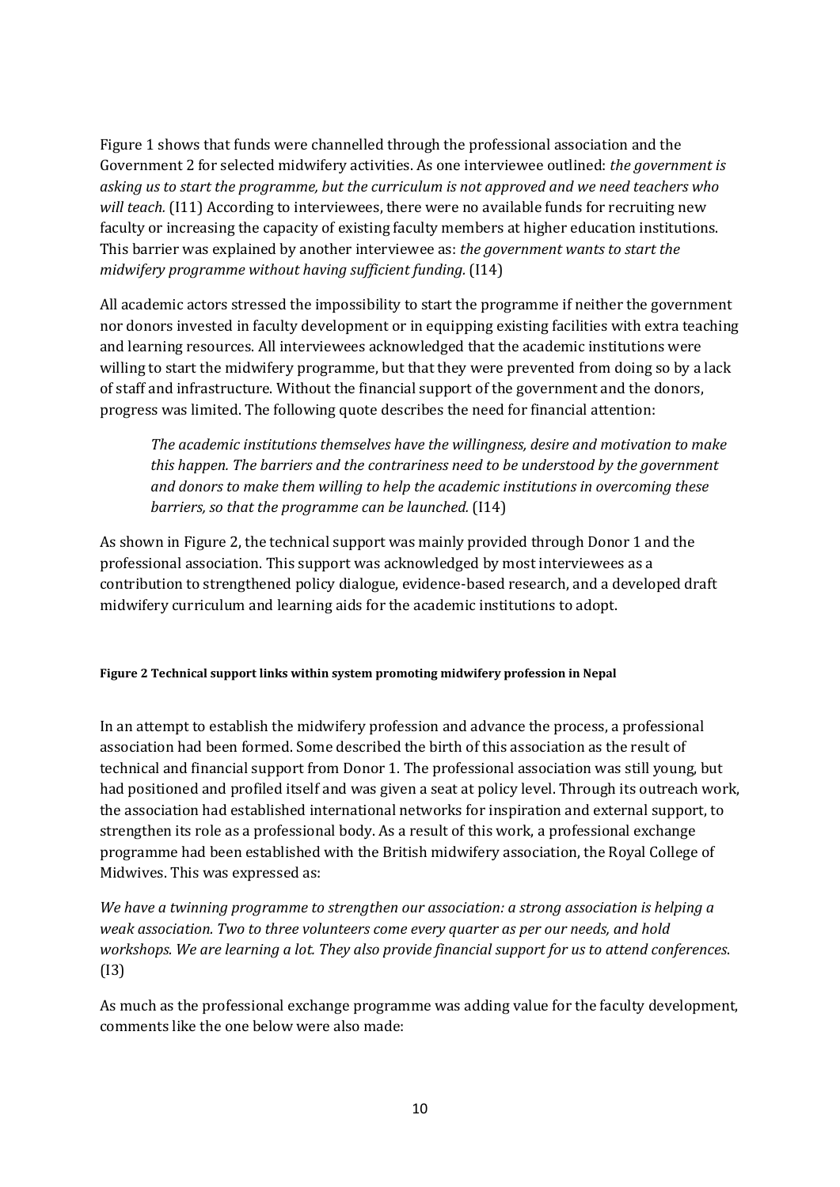Figure 1 shows that funds were channelled through the professional association and the Government 2 for selected midwifery activities. As one interviewee outlined: *the government is asking us to start the programme, but the curriculum is not approved and we need teachers who will teach.* (I11) According to interviewees, there were no available funds for recruiting new faculty or increasing the capacity of existing faculty members at higher education institutions. This barrier was explained by another interviewee as: *the government wants to start the midwifery programme without having sufficient funding.* (I14)

All academic actors stressed the impossibility to start the programme if neither the government nor donors invested in faculty development or in equipping existing facilities with extra teaching and learning resources. All interviewees acknowledged that the academic institutions were willing to start the midwifery programme, but that they were prevented from doing so by a lack of staff and infrastructure. Without the financial support of the government and the donors, progress was limited. The following quote describes the need for financial attention:

> *The academic institutions themselves have the willingness, desire and motivation to make this happen. The barriers and the contrariness need to be understood by the government and donors to make them willing to help the academic institutions in overcoming these barriers, so that the programme can be launched.* (I14)

As shown in Figure 2, the technical support was mainly provided through Donor 1 and the professional association. This support was acknowledged by most interviewees as a contribution to strengthened policy dialogue, evidence-based research, and a developed draft midwifery curriculum and learning aids for the academic institutions to adopt.

**Figure 2 Technical support links within system promoting midwifery profession in Nepal**

In an attempt to establish the midwifery profession and advance the process, a professional association had been formed. Some described the birth of this association as the result of technical and financial support from Donor 1. The professional association was still young, but had positioned and profiled itself and was given a seat at policy level. Through its outreach work, the association had established international networks for inspiration and external support, to strengthen its role as a professional body. As a result of this work, a professional exchange programme had been established with the British midwifery association, the Royal College of Midwives. This was expressed as:

*We have a twinning programme to strengthen our association: a strong association is helping a weak association. Two to three volunteers come every quarter as per our needs, and hold workshops. We are learning a lot. They also provide financial support for us to attend conferences.* (I3)

As much as the professional exchange programme was adding value for the faculty development, comments like the one below were also made: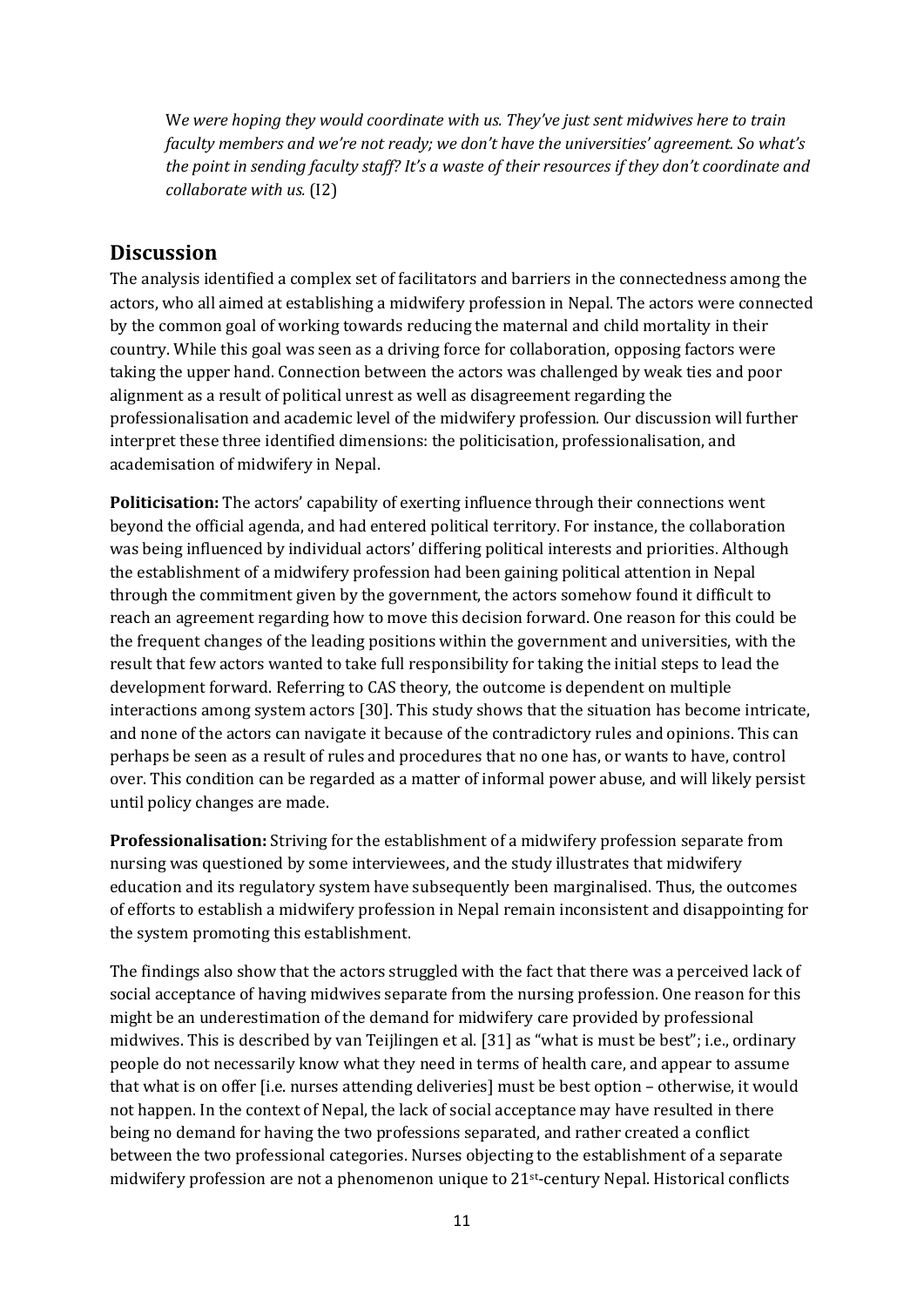*We were hoping they would coordinate with us. They've just sent midwives here to train faculty members and we're not ready; we don't have the universities' agreement. So what's the point in sending faculty staff? It's a waste of their resources if they don't coordinate and collaborate with us.* (I2)

## Discussion

The analysis identified a complex set of facilitators and barriers in the connectedness among the actors, who all aimed at establishing a midwifery profession in Nepal. The actors were connected by the common goal of working towards reducing the maternal and child mortality in their country. While this goal was seen as a driving force for collaboration, opposing factors were taking the upper hand. Connection between the actors was challenged by weak ties and poor alignment as a result of political unrest as well as disagreement regarding the professionalisation and academic level of the midwifery profession. Our discussion will further interpret these three identified dimensions: the politicisation, professionalisation, and academisation of midwifery in Nepal.

**Politicisation:** The actors' capability of exerting influence through their connections went beyond the official agenda, and had entered political territory. For instance, the collaboration was being influenced by individual actors' differing political interests and priorities. Although the establishment of a midwifery profession had been gaining political attention in Nepal through the commitment given by the government, the actors somehow found it difficult to reach an agreement regarding how to move this decision forward. One reason for this could be the frequent changes of the leading positions within the government and universities, with the result that few actors wanted to take full responsibility for taking the initial steps to lead the development forward. Referring to CAS theory, the outcome is dependent on multiple interactions among system actors [30]. This study shows that the situation has become intricate, and none of the actors can navigate it because of the contradictory rules and opinions. This can perhaps be seen as a result of rules and procedures that no one has, or wants to have, control over. This condition can be regarded as a matter of informal power abuse, and will likely persist until policy changes are made.

**Professionalisation:** Striving for the establishment of a midwifery profession separate from nursing was questioned by some interviewees, and the study illustrates that midwifery education and its regulatory system have subsequently been marginalised. Thus, the outcomes of efforts to establish a midwifery profession in Nepal remain inconsistent and disappointing for the system promoting this establishment.

The findings also show that the actors struggled with the fact that there was a perceived lack of social acceptance of having midwives separate from the nursing profession. One reason for this might be an underestimation of the demand for midwifery care provided by professional midwives. This is described by van Teijlingen et al. [31] as "what is must be best"; i.e., ordinary people do not necessarily know what they need in terms of health care, and appear to assume that what is on offer [i.e. nurses attending deliveries] must be best option – otherwise, it would not happen. In the context of Nepal, the lack of social acceptance may have resulted in there being no demand for having the two professions separated, and rather created a conflict between the two professional categories. Nurses objecting to the establishment of a separate midwifery profession are not a phenomenon unique to 21st-century Nepal. Historical conflicts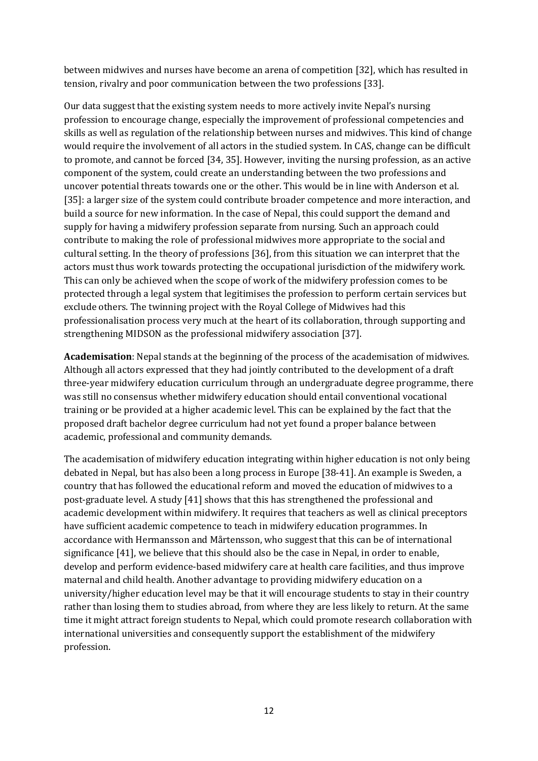between midwives and nurses have become an arena of competition [32], which has resulted in tension, rivalry and poor communication between the two professions [33].

Our data suggest that the existing system needs to more actively invite Nepal's nursing profession to encourage change, especially the improvement of professional competencies and skills as well as regulation of the relationship between nurses and midwives. This kind of change would require the involvement of all actors in the studied system. In CAS, change can be difficult to promote, and cannot be forced [34, 35]. However, inviting the nursing profession, as an active component of the system, could create an understanding between the two professions and uncover potential threats towards one or the other. This would be in line with Anderson et al. [35]: a larger size of the system could contribute broader competence and more interaction, and build a source for new information. In the case of Nepal, this could support the demand and supply for having a midwifery profession separate from nursing. Such an approach could contribute to making the role of professional midwives more appropriate to the social and cultural setting. In the theory of professions [36], from this situation we can interpret that the actors must thus work towards protecting the occupational jurisdiction of the midwifery work. This can only be achieved when the scope of work of the midwifery profession comes to be protected through a legal system that legitimises the profession to perform certain services but exclude others. The twinning project with the Royal College of Midwives had this professionalisation process very much at the heart of its collaboration, through supporting and strengthening MIDSON as the professional midwifery association [37].

**Academisation**: Nepal stands at the beginning of the process of the academisation of midwives. Although all actors expressed that they had jointly contributed to the development of a draft three-year midwifery education curriculum through an undergraduate degree programme, there was still no consensus whether midwifery education should entail conventional vocational training or be provided at a higher academic level. This can be explained by the fact that the proposed draft bachelor degree curriculum had not yet found a proper balance between academic, professional and community demands.

The academisation of midwifery education integrating within higher education is not only being debated in Nepal, but has also been a long process in Europe [38-41]. An example is Sweden, a country that has followed the educational reform and moved the education of midwives to a post-graduate level. A study [41] shows that this has strengthened the professional and academic development within midwifery. It requires that teachers as well as clinical preceptors have sufficient academic competence to teach in midwifery education programmes. In accordance with Hermansson and Mårtensson, who suggest that this can be of international significance [41], we believe that this should also be the case in Nepal, in order to enable, develop and perform evidence-based midwifery care at health care facilities, and thus improve maternal and child health. Another advantage to providing midwifery education on a university/higher education level may be that it will encourage students to stay in their country rather than losing them to studies abroad, from where they are less likely to return. At the same time it might attract foreign students to Nepal, which could promote research collaboration with international universities and consequently support the establishment of the midwifery profession.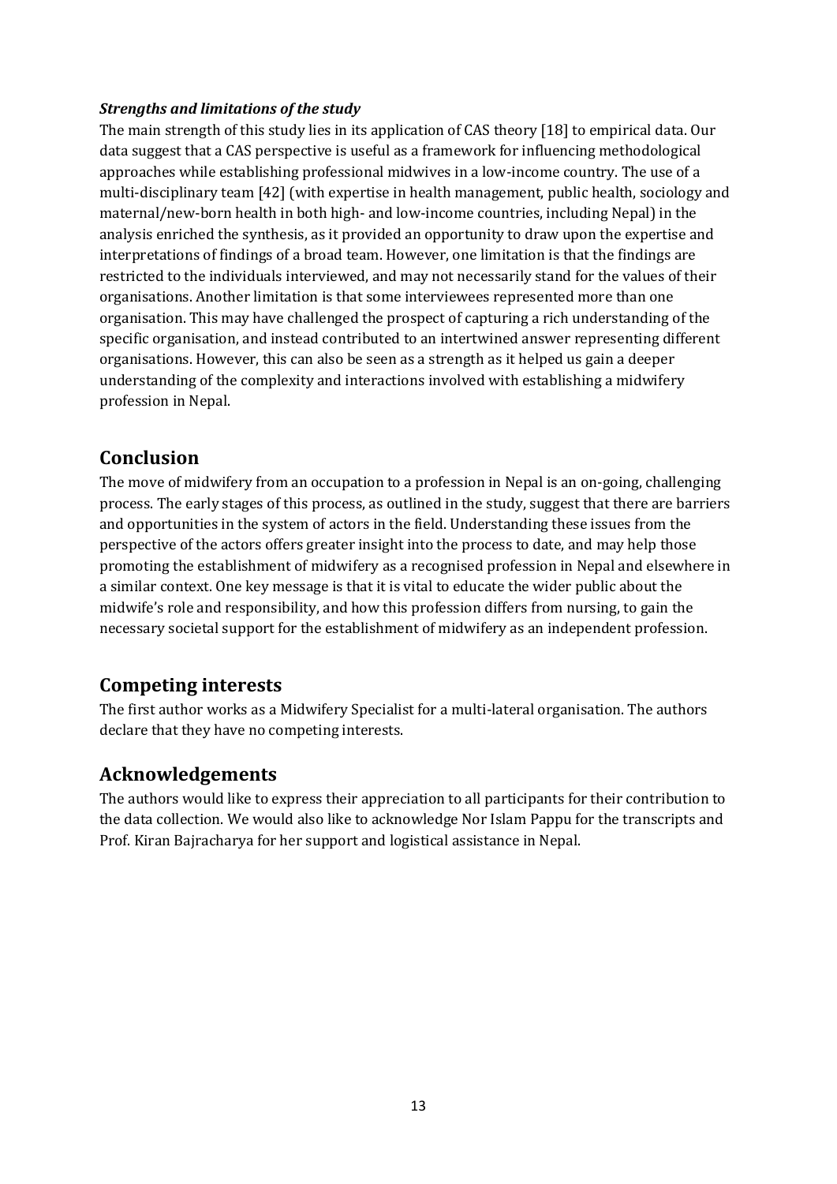***Strengths and limitations of the study***

The main strength of this study lies in its application of CAS theory [18] to empirical data. Our data suggest that a CAS perspective is useful as a framework for influencing methodological approaches while establishing professional midwives in a low-income country. The use of a multi-disciplinary team [42] (with expertise in health management, public health, sociology and maternal/new-born health in both high- and low-income countries, including Nepal) in the analysis enriched the synthesis, as it provided an opportunity to draw upon the expertise and interpretations of findings of a broad team. However, one limitation is that the findings are restricted to the individuals interviewed, and may not necessarily stand for the values of their organisations. Another limitation is that some interviewees represented more than one organisation. This may have challenged the prospect of capturing a rich understanding of the specific organisation, and instead contributed to an intertwined answer representing different organisations. However, this can also be seen as a strength as it helped us gain a deeper understanding of the complexity and interactions involved with establishing a midwifery profession in Nepal.

## Conclusion

The move of midwifery from an occupation to a profession in Nepal is an on-going, challenging process. The early stages of this process, as outlined in the study, suggest that there are barriers and opportunities in the system of actors in the field. Understanding these issues from the perspective of the actors offers greater insight into the process to date, and may help those promoting the establishment of midwifery as a recognised profession in Nepal and elsewhere in a similar context. One key message is that it is vital to educate the wider public about the midwife's role and responsibility, and how this profession differs from nursing, to gain the necessary societal support for the establishment of midwifery as an independent profession.

## Competing interests

The first author works as a Midwifery Specialist for a multi-lateral organisation. The authors declare that they have no competing interests.

## Acknowledgements

The authors would like to express their appreciation to all participants for their contribution to the data collection. We would also like to acknowledge Nor Islam Pappu for the transcripts and Prof. Kiran Bajracharya for her support and logistical assistance in Nepal.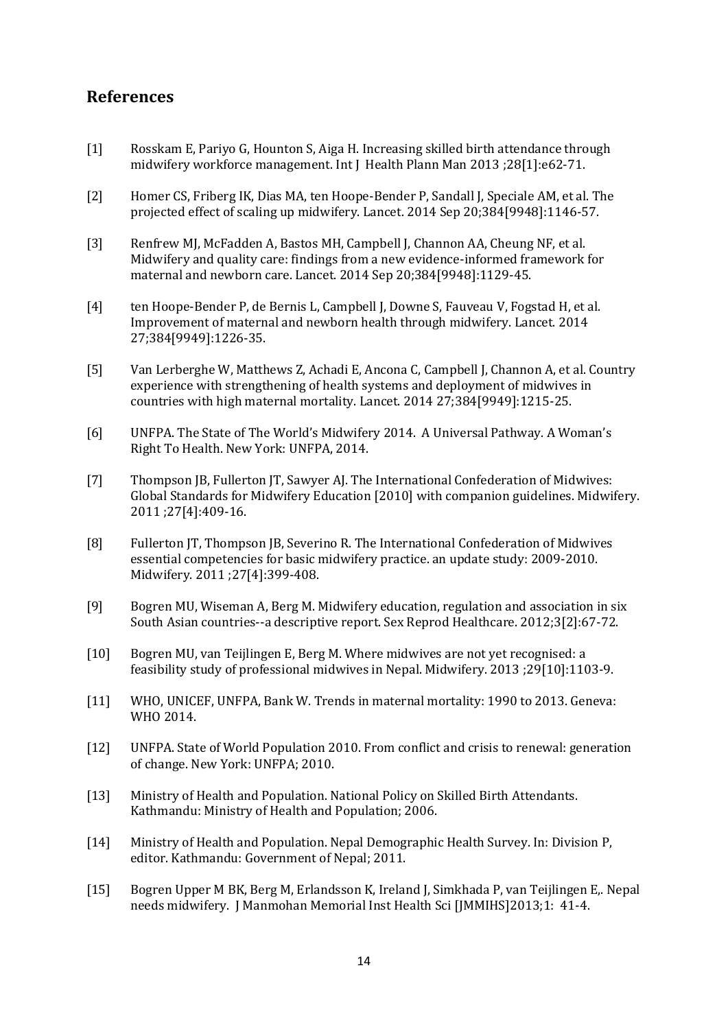## References

[1] Rosskam E, Pariyo G, Hounton S, Aiga H. Increasing skilled birth attendance through midwifery workforce management. Int J Health Plann Man 2013 ;28[1]:e62-71.

[2] Homer CS, Friberg IK, Dias MA, ten Hoope-Bender P, Sandall J, Speciale AM, et al. The projected effect of scaling up midwifery. Lancet. 2014 Sep 20;384[9948]:1146-57.

[3] Renfrew MJ, McFadden A, Bastos MH, Campbell J, Channon AA, Cheung NF, et al. Midwifery and quality care: findings from a new evidence-informed framework for maternal and newborn care. Lancet. 2014 Sep 20;384[9948]:1129-45.

[4] ten Hoope-Bender P, de Bernis L, Campbell J, Downe S, Fauveau V, Fogstad H, et al. Improvement of maternal and newborn health through midwifery. Lancet. 2014 27;384[9949]:1226-35.

[5] Van Lerberghe W, Matthews Z, Achadi E, Ancona C, Campbell J, Channon A, et al. Country experience with strengthening of health systems and deployment of midwives in countries with high maternal mortality. Lancet. 2014 27;384[9949]:1215-25.

[6] UNFPA. The State of The World's Midwifery 2014. A Universal Pathway. A Woman's Right To Health. New York: UNFPA, 2014.

[7] Thompson JB, Fullerton JT, Sawyer AJ. The International Confederation of Midwives: Global Standards for Midwifery Education [2010] with companion guidelines. Midwifery. 2011 ;27[4]:409-16.

[8] Fullerton JT, Thompson JB, Severino R. The International Confederation of Midwives essential competencies for basic midwifery practice. an update study: 2009-2010. Midwifery. 2011 ;27[4]:399-408.

[9] Bogren MU, Wiseman A, Berg M. Midwifery education, regulation and association in six South Asian countries--a descriptive report. Sex Reprod Healthcare. 2012;3[2]:67-72.

[10] Bogren MU, van Teijlingen E, Berg M. Where midwives are not yet recognised: a feasibility study of professional midwives in Nepal. Midwifery. 2013 ;29[10]:1103-9.

[11] WHO, UNICEF, UNFPA, Bank W. Trends in maternal mortality: 1990 to 2013. Geneva: WHO 2014.

[12] UNFPA. State of World Population 2010. From conflict and crisis to renewal: generation of change. New York: UNFPA; 2010.

[13] Ministry of Health and Population. National Policy on Skilled Birth Attendants. Kathmandu: Ministry of Health and Population; 2006.

[14] Ministry of Health and Population. Nepal Demographic Health Survey. In: Division P, editor. Kathmandu: Government of Nepal; 2011.

[15] Bogren Upper M BK, Berg M, Erlandsson K, Ireland J, Simkhada P, van Teijlingen E,. Nepal needs midwifery. J Manmohan Memorial Inst Health Sci [JMMIHS]2013;1: 41-4.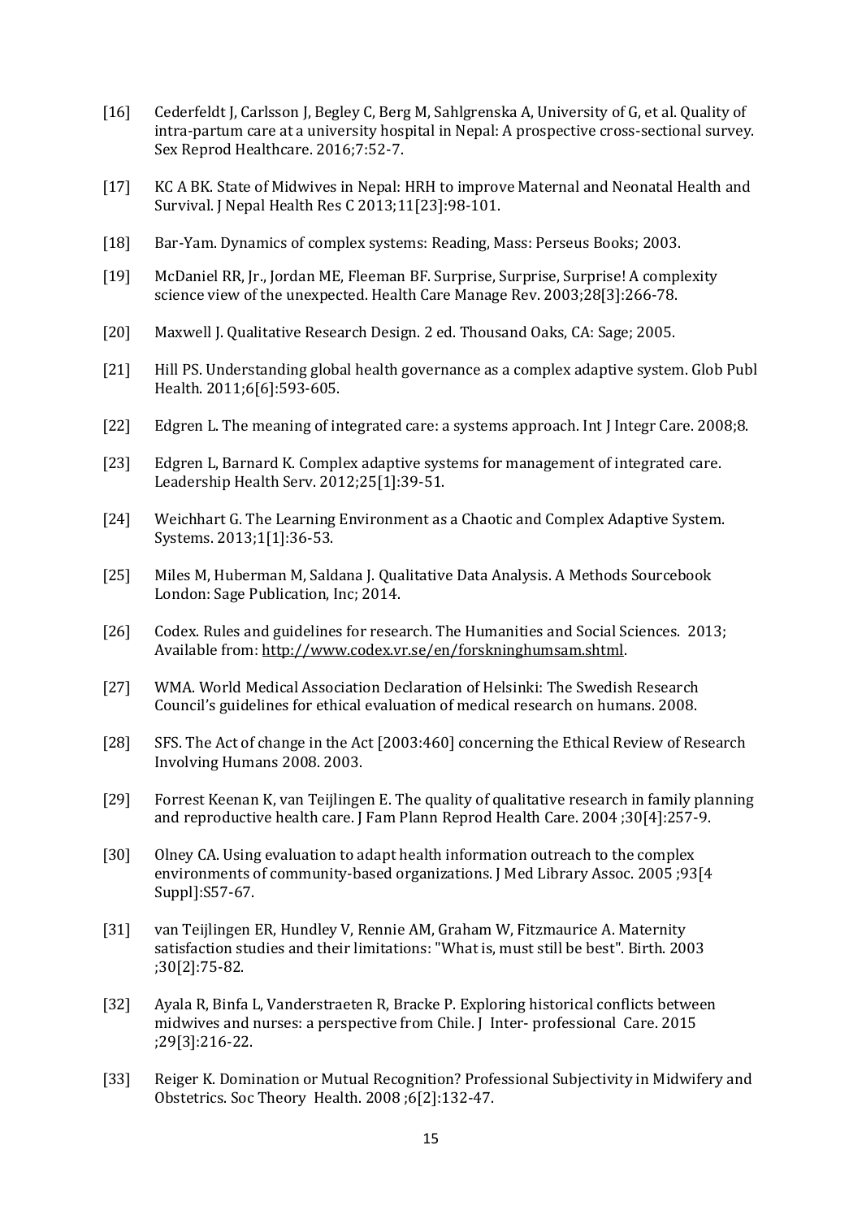[16] Cederfeldt J, Carlsson J, Begley C, Berg M, Sahlgrenska A, University of G, et al. Quality of intra-partum care at a university hospital in Nepal: A prospective cross-sectional survey. Sex Reprod Healthcare. 2016;7:52-7.

[17] KC A BK. State of Midwives in Nepal: HRH to improve Maternal and Neonatal Health and Survival. J Nepal Health Res C 2013;11[23]:98-101.

[18] Bar-Yam. Dynamics of complex systems: Reading, Mass: Perseus Books; 2003.

[19] McDaniel RR, Jr., Jordan ME, Fleeman BF. Surprise, Surprise, Surprise! A complexity science view of the unexpected. Health Care Manage Rev. 2003;28[3]:266-78.

[20] Maxwell J. Qualitative Research Design. 2 ed. Thousand Oaks, CA: Sage; 2005.

[21] Hill PS. Understanding global health governance as a complex adaptive system. Glob Publ Health. 2011;6[6]:593-605.

[22] Edgren L. The meaning of integrated care: a systems approach. Int J Integr Care. 2008;8.

[23] Edgren L, Barnard K. Complex adaptive systems for management of integrated care. Leadership Health Serv. 2012;25[1]:39-51.

[24] Weichhart G. The Learning Environment as a Chaotic and Complex Adaptive System. Systems. 2013;1[1]:36-53.

[25] Miles M, Huberman M, Saldana J. Qualitative Data Analysis. A Methods Sourcebook London: Sage Publication, Inc; 2014.

[26] Codex. Rules and guidelines for research. The Humanities and Social Sciences. 2013; Available from: http://www.codex.vr.se/en/forskninghumsam.shtml.

[27] WMA. World Medical Association Declaration of Helsinki: The Swedish Research Council's guidelines for ethical evaluation of medical research on humans. 2008.

[28] SFS. The Act of change in the Act [2003:460] concerning the Ethical Review of Research Involving Humans 2008. 2003.

[29] Forrest Keenan K, van Teijlingen E. The quality of qualitative research in family planning and reproductive health care. J Fam Plann Reprod Health Care. 2004 ;30[4]:257-9.

[30] Olney CA. Using evaluation to adapt health information outreach to the complex environments of community-based organizations. J Med Library Assoc. 2005 ;93[4 Suppl]:S57-67.

[31] van Teijlingen ER, Hundley V, Rennie AM, Graham W, Fitzmaurice A. Maternity satisfaction studies and their limitations: "What is, must still be best". Birth. 2003 ;30[2]:75-82.

[32] Ayala R, Binfa L, Vanderstraeten R, Bracke P. Exploring historical conflicts between midwives and nurses: a perspective from Chile. J Inter- professional Care. 2015 ;29[3]:216-22.

[33] Reiger K. Domination or Mutual Recognition? Professional Subjectivity in Midwifery and Obstetrics. Soc Theory Health. 2008 ;6[2]:132-47.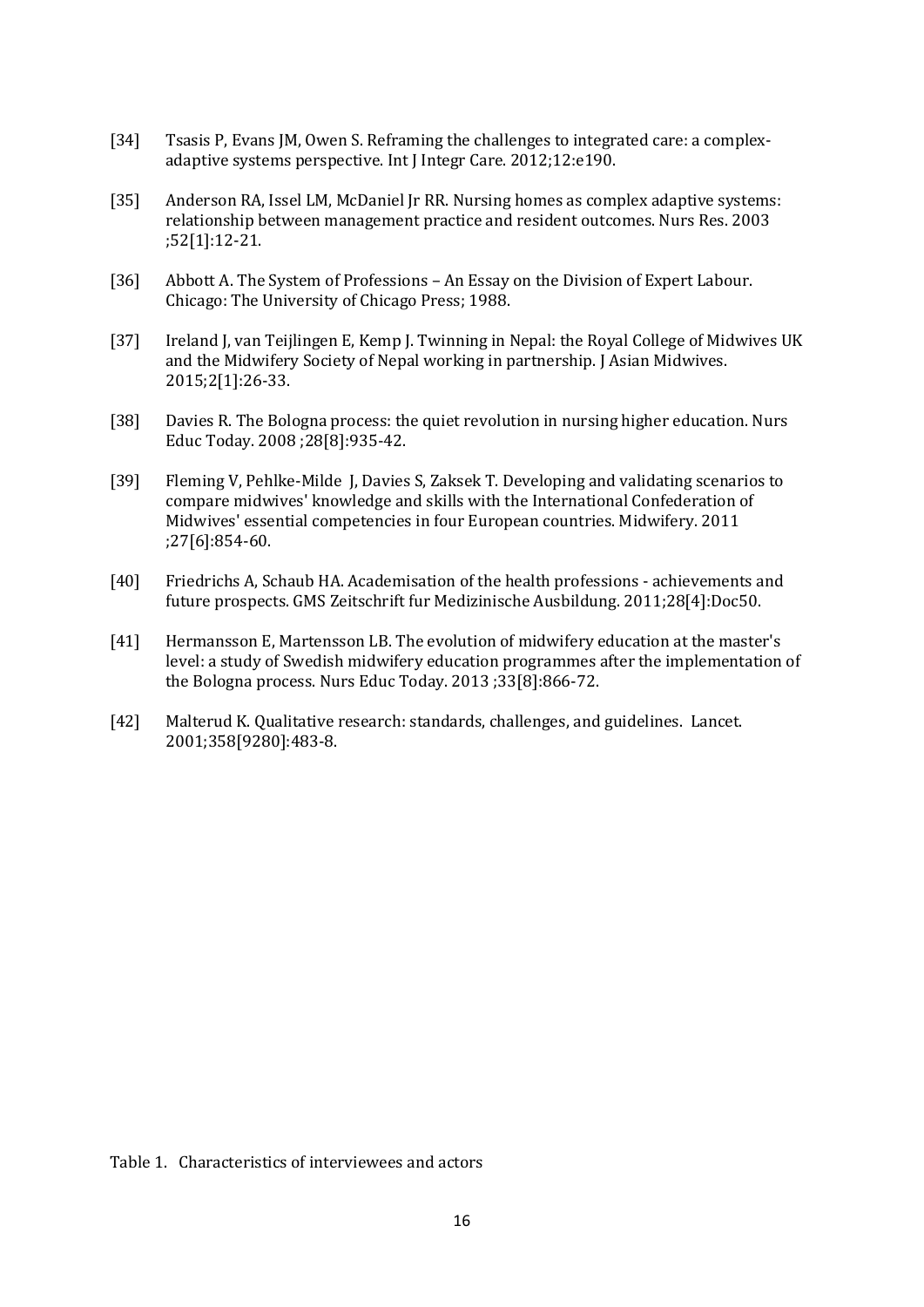[34] Tsasis P, Evans JM, Owen S. Reframing the challenges to integrated care: a complex-adaptive systems perspective. Int J Integr Care. 2012;12:e190.

[35] Anderson RA, Issel LM, McDaniel Jr RR. Nursing homes as complex adaptive systems: relationship between management practice and resident outcomes. Nurs Res. 2003 ;52[1]:12-21.

[36] Abbott A. The System of Professions – An Essay on the Division of Expert Labour. Chicago: The University of Chicago Press; 1988.

[37] Ireland J, van Teijlingen E, Kemp J. Twinning in Nepal: the Royal College of Midwives UK and the Midwifery Society of Nepal working in partnership. J Asian Midwives. 2015;2[1]:26-33.

[38] Davies R. The Bologna process: the quiet revolution in nursing higher education. Nurs Educ Today. 2008 ;28[8]:935-42.

[39] Fleming V, Pehlke-Milde J, Davies S, Zaksek T. Developing and validating scenarios to compare midwives' knowledge and skills with the International Confederation of Midwives' essential competencies in four European countries. Midwifery. 2011 ;27[6]:854-60.

[40] Friedrichs A, Schaub HA. Academisation of the health professions - achievements and future prospects. GMS Zeitschrift fur Medizinische Ausbildung. 2011;28[4]:Doc50.

[41] Hermansson E, Martensson LB. The evolution of midwifery education at the master's level: a study of Swedish midwifery education programmes after the implementation of the Bologna process. Nurs Educ Today. 2013 ;33[8]:866-72.

[42] Malterud K. Qualitative research: standards, challenges, and guidelines. Lancet. 2001;358[9280]:483-8.

Table 1. Characteristics of interviewees and actors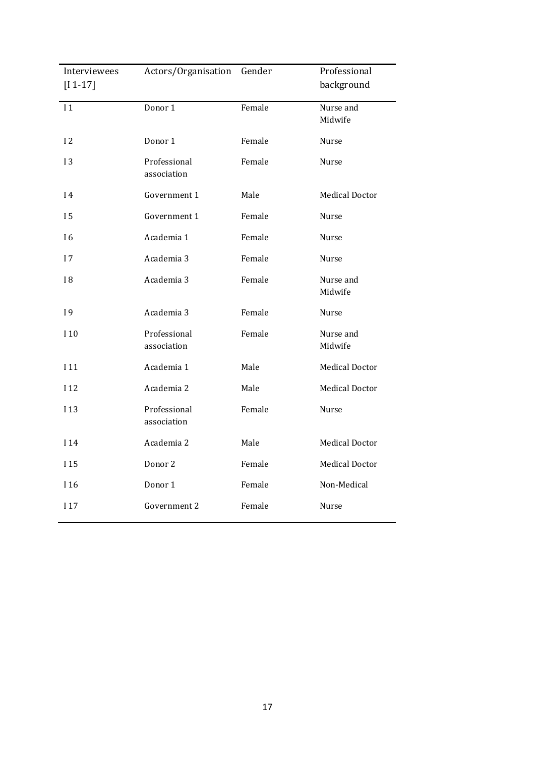| Interviewees [I 1-17] | Actors/Organisation | Gender | Professional background |
|---|---|---|---|
| I 1 | Donor 1 | Female | Nurse and Midwife |
| I 2 | Donor 1 | Female | Nurse |
| I 3 | Professional association | Female | Nurse |
| I 4 | Government 1 | Male | Medical Doctor |
| I 5 | Government 1 | Female | Nurse |
| I 6 | Academia 1 | Female | Nurse |
| I 7 | Academia 3 | Female | Nurse |
| I 8 | Academia 3 | Female | Nurse and Midwife |
| I 9 | Academia 3 | Female | Nurse |
| I 10 | Professional association | Female | Nurse and Midwife |
| I 11 | Academia 1 | Male | Medical Doctor |
| I 12 | Academia 2 | Male | Medical Doctor |
| I 13 | Professional association | Female | Nurse |
| I 14 | Academia 2 | Male | Medical Doctor |
| I 15 | Donor 2 | Female | Medical Doctor |
| I 16 | Donor 1 | Female | Non-Medical |
| I 17 | Government 2 | Female | Nurse |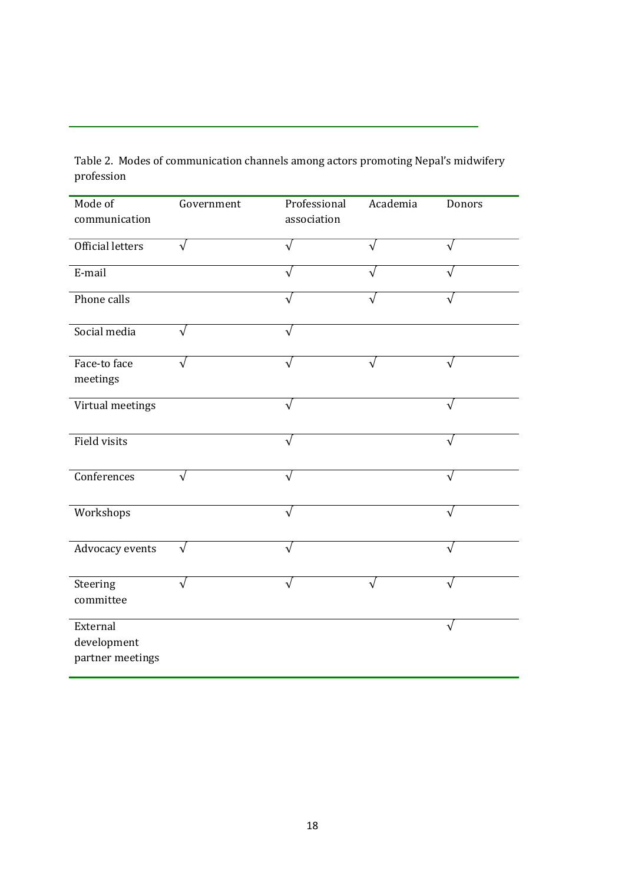Table 2. Modes of communication channels among actors promoting Nepal's midwifery profession

| Mode of communication | Government | Professional association | Academia | Donors |
| --- | --- | --- | --- | --- |
| Official letters | √ | √ | √ | √ |
| E-mail | | √ | √ | √ |
| Phone calls | | √ | √ | √ |
| Social media | √ | √ | | |
| Face-to face meetings | √ | √ | √ | √ |
| Virtual meetings | | √ | | √ |
| Field visits | | √ | | √ |
| Conferences | √ | √ | | √ |
| Workshops | | √ | | √ |
| Advocacy events | √ | √ | | √ |
| Steering committee | √ | √ | √ | √ |
| External development partner meetings | | | | √ |